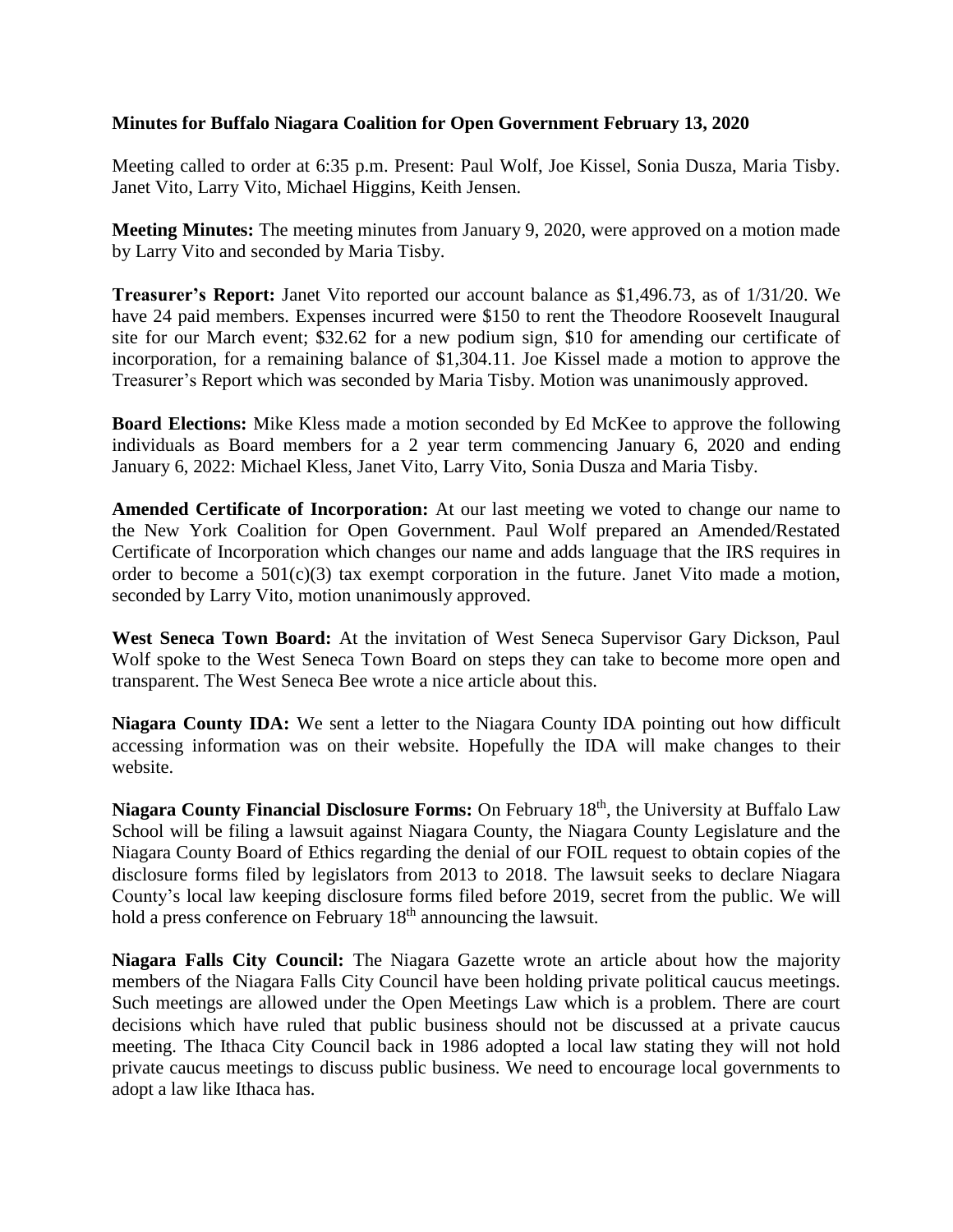**Minutes for Buffalo Niagara Coalition for Open Government February 13, 2020**

Meeting called to order at 6:35 p.m. Present: Paul Wolf, Joe Kissel, Sonia Dusza, Maria Tisby. Janet Vito, Larry Vito, Michael Higgins, Keith Jensen.

**Meeting Minutes:** The meeting minutes from January 9, 2020, were approved on a motion made by Larry Vito and seconded by Maria Tisby.

**Treasurer's Report:** Janet Vito reported our account balance as $1,496.73, as of 1/31/20. We have 24 paid members. Expenses incurred were $150 to rent the Theodore Roosevelt Inaugural site for our March event; $32.62 for a new podium sign, $10 for amending our certificate of incorporation, for a remaining balance of $1,304.11. Joe Kissel made a motion to approve the Treasurer's Report which was seconded by Maria Tisby. Motion was unanimously approved.

**Board Elections:** Mike Kless made a motion seconded by Ed McKee to approve the following individuals as Board members for a 2 year term commencing January 6, 2020 and ending January 6, 2022: Michael Kless, Janet Vito, Larry Vito, Sonia Dusza and Maria Tisby.

**Amended Certificate of Incorporation:** At our last meeting we voted to change our name to the New York Coalition for Open Government. Paul Wolf prepared an Amended/Restated Certificate of Incorporation which changes our name and adds language that the IRS requires in order to become a 501(c)(3) tax exempt corporation in the future. Janet Vito made a motion, seconded by Larry Vito, motion unanimously approved.

**West Seneca Town Board:** At the invitation of West Seneca Supervisor Gary Dickson, Paul Wolf spoke to the West Seneca Town Board on steps they can take to become more open and transparent. The West Seneca Bee wrote a nice article about this.

**Niagara County IDA:** We sent a letter to the Niagara County IDA pointing out how difficult accessing information was on their website. Hopefully the IDA will make changes to their website.

**Niagara County Financial Disclosure Forms:** On February 18th, the University at Buffalo Law School will be filing a lawsuit against Niagara County, the Niagara County Legislature and the Niagara County Board of Ethics regarding the denial of our FOIL request to obtain copies of the disclosure forms filed by legislators from 2013 to 2018. The lawsuit seeks to declare Niagara County's local law keeping disclosure forms filed before 2019, secret from the public. We will hold a press conference on February 18th announcing the lawsuit.

**Niagara Falls City Council:** The Niagara Gazette wrote an article about how the majority members of the Niagara Falls City Council have been holding private political caucus meetings. Such meetings are allowed under the Open Meetings Law which is a problem. There are court decisions which have ruled that public business should not be discussed at a private caucus meeting. The Ithaca City Council back in 1986 adopted a local law stating they will not hold private caucus meetings to discuss public business. We need to encourage local governments to adopt a law like Ithaca has.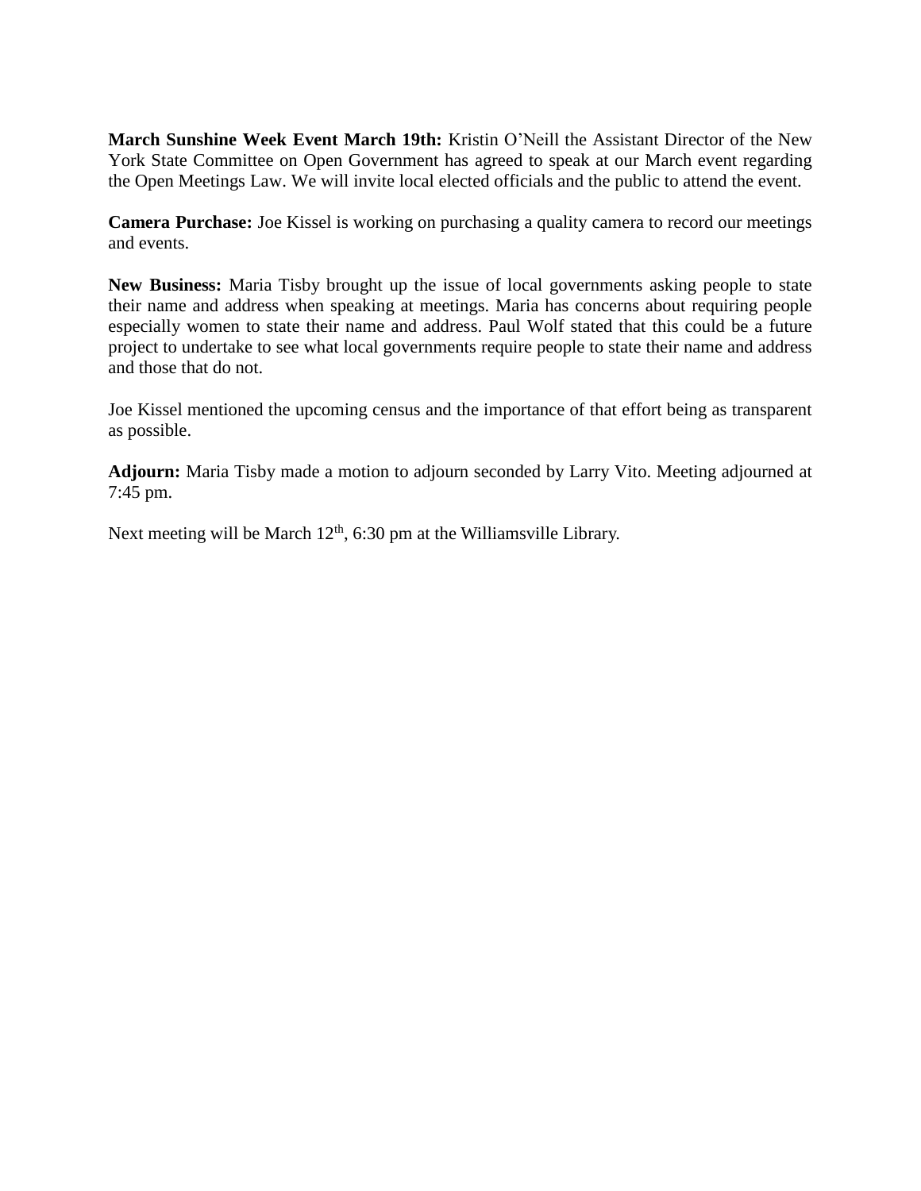**March Sunshine Week Event March 19th:** Kristin O'Neill the Assistant Director of the New York State Committee on Open Government has agreed to speak at our March event regarding the Open Meetings Law. We will invite local elected officials and the public to attend the event.

**Camera Purchase:** Joe Kissel is working on purchasing a quality camera to record our meetings and events.

**New Business:** Maria Tisby brought up the issue of local governments asking people to state their name and address when speaking at meetings. Maria has concerns about requiring people especially women to state their name and address. Paul Wolf stated that this could be a future project to undertake to see what local governments require people to state their name and address and those that do not.

Joe Kissel mentioned the upcoming census and the importance of that effort being as transparent as possible.

**Adjourn:** Maria Tisby made a motion to adjourn seconded by Larry Vito. Meeting adjourned at 7:45 pm.

Next meeting will be March 12th, 6:30 pm at the Williamsville Library.